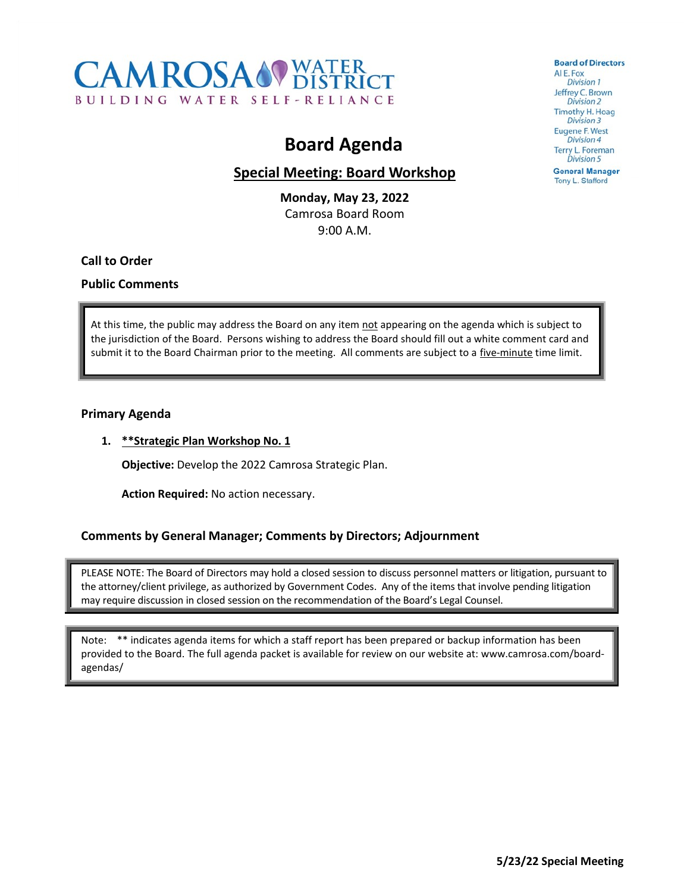# CAMROSA WATER DISTRICT

BUILDING WATER SELF-RELIANCE

**Board of Directors**
Al E. Fox
*Division 1*
Jeffrey C. Brown
*Division 2*
Timothy H. Hoag
*Division 3*
Eugene F. West
*Division 4*
Terry L. Foreman
*Division 5*

**General Manager**
Tony L. Stafford

# Board Agenda

## Special Meeting: Board Workshop

**Monday, May 23, 2022**
Camrosa Board Room
9:00 A.M.

### Call to Order

### Public Comments

At this time, the public may address the Board on any item not appearing on the agenda which is subject to the jurisdiction of the Board. Persons wishing to address the Board should fill out a white comment card and submit it to the Board Chairman prior to the meeting. All comments are subject to a five-minute time limit.

### Primary Agenda

1. **\*\*Strategic Plan Workshop No. 1**

   **Objective:** Develop the 2022 Camrosa Strategic Plan.

   **Action Required:** No action necessary.

### Comments by General Manager; Comments by Directors; Adjournment

PLEASE NOTE: The Board of Directors may hold a closed session to discuss personnel matters or litigation, pursuant to the attorney/client privilege, as authorized by Government Codes. Any of the items that involve pending litigation may require discussion in closed session on the recommendation of the Board's Legal Counsel.

Note: ** indicates agenda items for which a staff report has been prepared or backup information has been provided to the Board. The full agenda packet is available for review on our website at: www.camrosa.com/board-agendas/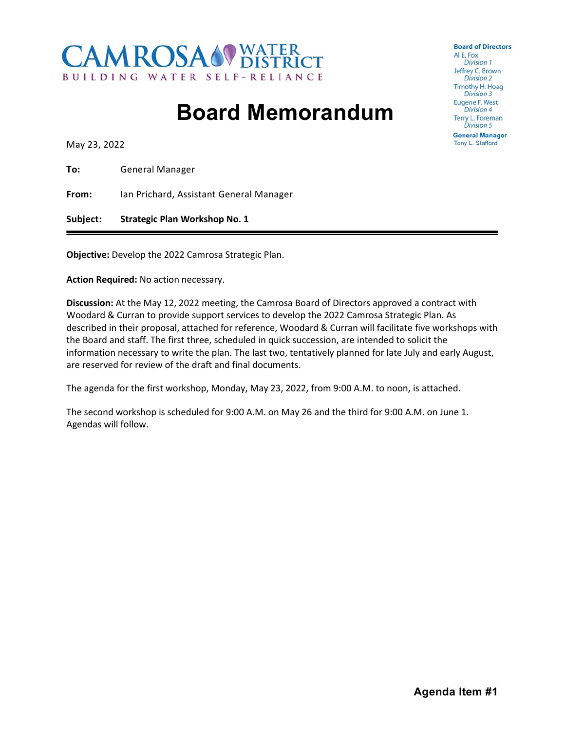CAMROSA WATER DISTRICT
BUILDING WATER SELF-RELIANCE

**Board of Directors**
Al E. Fox
*Division 1*
Jeffrey C. Brown
*Division 2*
Timothy H. Hoag
*Division 3*
Eugene F. West
*Division 4*
Terry L. Foreman
*Division 5*
**General Manager**
Tony L. Stafford

# Board Memorandum

May 23, 2022

**To:** General Manager

**From:** Ian Prichard, Assistant General Manager

**Subject: Strategic Plan Workshop No. 1**

---

**Objective:** Develop the 2022 Camrosa Strategic Plan.

**Action Required:** No action necessary.

**Discussion:** At the May 12, 2022 meeting, the Camrosa Board of Directors approved a contract with Woodard & Curran to provide support services to develop the 2022 Camrosa Strategic Plan. As described in their proposal, attached for reference, Woodard & Curran will facilitate five workshops with the Board and staff. The first three, scheduled in quick succession, are intended to solicit the information necessary to write the plan. The last two, tentatively planned for late July and early August, are reserved for review of the draft and final documents.

The agenda for the first workshop, Monday, May 23, 2022, from 9:00 A.M. to noon, is attached.

The second workshop is scheduled for 9:00 A.M. on May 26 and the third for 9:00 A.M. on June 1. Agendas will follow.

**Agenda Item #1**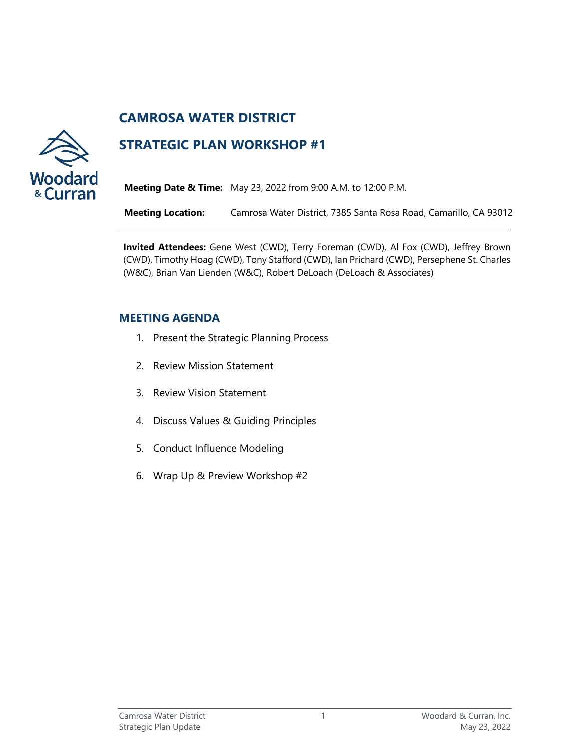# CAMROSA WATER DISTRICT

## STRATEGIC PLAN WORKSHOP #1

**Meeting Date & Time:** May 23, 2022 from 9:00 A.M. to 12:00 P.M.

**Meeting Location:** Camrosa Water District, 7385 Santa Rosa Road, Camarillo, CA 93012

---

**Invited Attendees:** Gene West (CWD), Terry Foreman (CWD), Al Fox (CWD), Jeffrey Brown (CWD), Timothy Hoag (CWD), Tony Stafford (CWD), Ian Prichard (CWD), Persephene St. Charles (W&C), Brian Van Lienden (W&C), Robert DeLoach (DeLoach & Associates)

## MEETING AGENDA

1. Present the Strategic Planning Process
2. Review Mission Statement
3. Review Vision Statement
4. Discuss Values & Guiding Principles
5. Conduct Influence Modeling
6. Wrap Up & Preview Workshop #2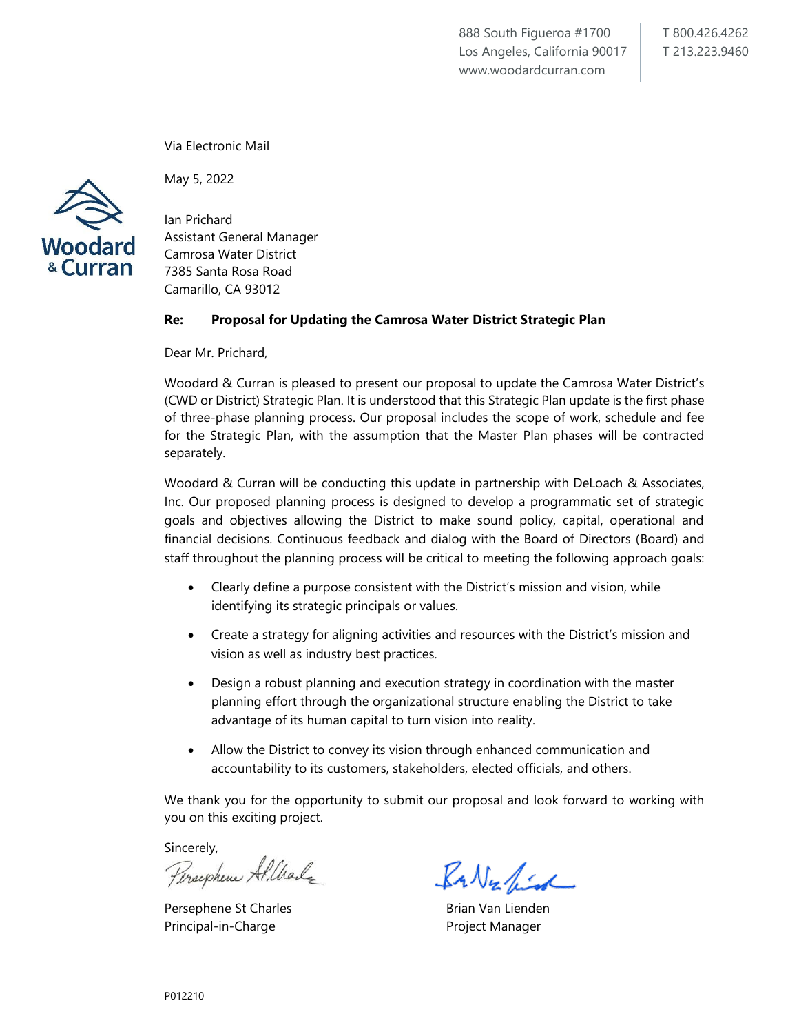888 South Figueroa #1700
Los Angeles, California 90017
www.woodardcurran.com

T 800.426.4262
T 213.223.9460

Via Electronic Mail

May 5, 2022

Ian Prichard
Assistant General Manager
Camrosa Water District
7385 Santa Rosa Road
Camarillo, CA 93012

**Re: Proposal for Updating the Camrosa Water District Strategic Plan**

Dear Mr. Prichard,

Woodard & Curran is pleased to present our proposal to update the Camrosa Water District's (CWD or District) Strategic Plan. It is understood that this Strategic Plan update is the first phase of three-phase planning process. Our proposal includes the scope of work, schedule and fee for the Strategic Plan, with the assumption that the Master Plan phases will be contracted separately.

Woodard & Curran will be conducting this update in partnership with DeLoach & Associates, Inc. Our proposed planning process is designed to develop a programmatic set of strategic goals and objectives allowing the District to make sound policy, capital, operational and financial decisions. Continuous feedback and dialog with the Board of Directors (Board) and staff throughout the planning process will be critical to meeting the following approach goals:

- Clearly define a purpose consistent with the District's mission and vision, while identifying its strategic principals or values.
- Create a strategy for aligning activities and resources with the District's mission and vision as well as industry best practices.
- Design a robust planning and execution strategy in coordination with the master planning effort through the organizational structure enabling the District to take advantage of its human capital to turn vision into reality.
- Allow the District to convey its vision through enhanced communication and accountability to its customers, stakeholders, elected officials, and others.

We thank you for the opportunity to submit our proposal and look forward to working with you on this exciting project.

Sincerely,

Persephene St Charles
Principal-in-Charge

Brian Van Lienden
Project Manager

P012210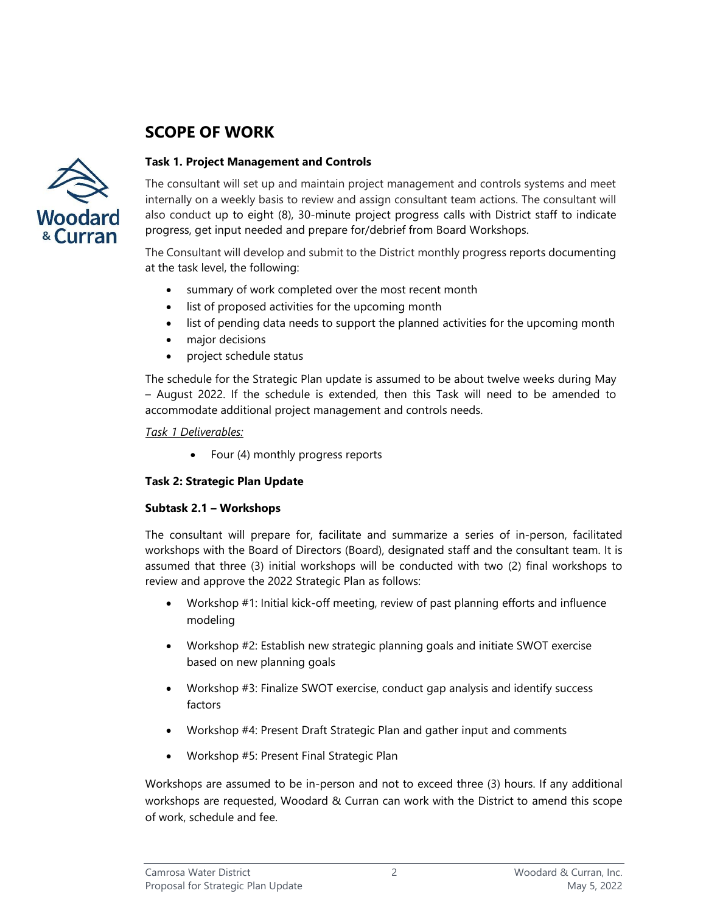# SCOPE OF WORK

### Task 1. Project Management and Controls

The consultant will set up and maintain project management and controls systems and meet internally on a weekly basis to review and assign consultant team actions. The consultant will also conduct up to eight (8), 30-minute project progress calls with District staff to indicate progress, get input needed and prepare for/debrief from Board Workshops.

The Consultant will develop and submit to the District monthly progress reports documenting at the task level, the following:

- summary of work completed over the most recent month
- list of proposed activities for the upcoming month
- list of pending data needs to support the planned activities for the upcoming month
- major decisions
- project schedule status

The schedule for the Strategic Plan update is assumed to be about twelve weeks during May – August 2022. If the schedule is extended, then this Task will need to be amended to accommodate additional project management and controls needs.

*Task 1 Deliverables:*

- Four (4) monthly progress reports

### Task 2: Strategic Plan Update

#### Subtask 2.1 – Workshops

The consultant will prepare for, facilitate and summarize a series of in-person, facilitated workshops with the Board of Directors (Board), designated staff and the consultant team. It is assumed that three (3) initial workshops will be conducted with two (2) final workshops to review and approve the 2022 Strategic Plan as follows:

- Workshop #1: Initial kick-off meeting, review of past planning efforts and influence modeling
- Workshop #2: Establish new strategic planning goals and initiate SWOT exercise based on new planning goals
- Workshop #3: Finalize SWOT exercise, conduct gap analysis and identify success factors
- Workshop #4: Present Draft Strategic Plan and gather input and comments
- Workshop #5: Present Final Strategic Plan

Workshops are assumed to be in-person and not to exceed three (3) hours. If any additional workshops are requested, Woodard & Curran can work with the District to amend this scope of work, schedule and fee.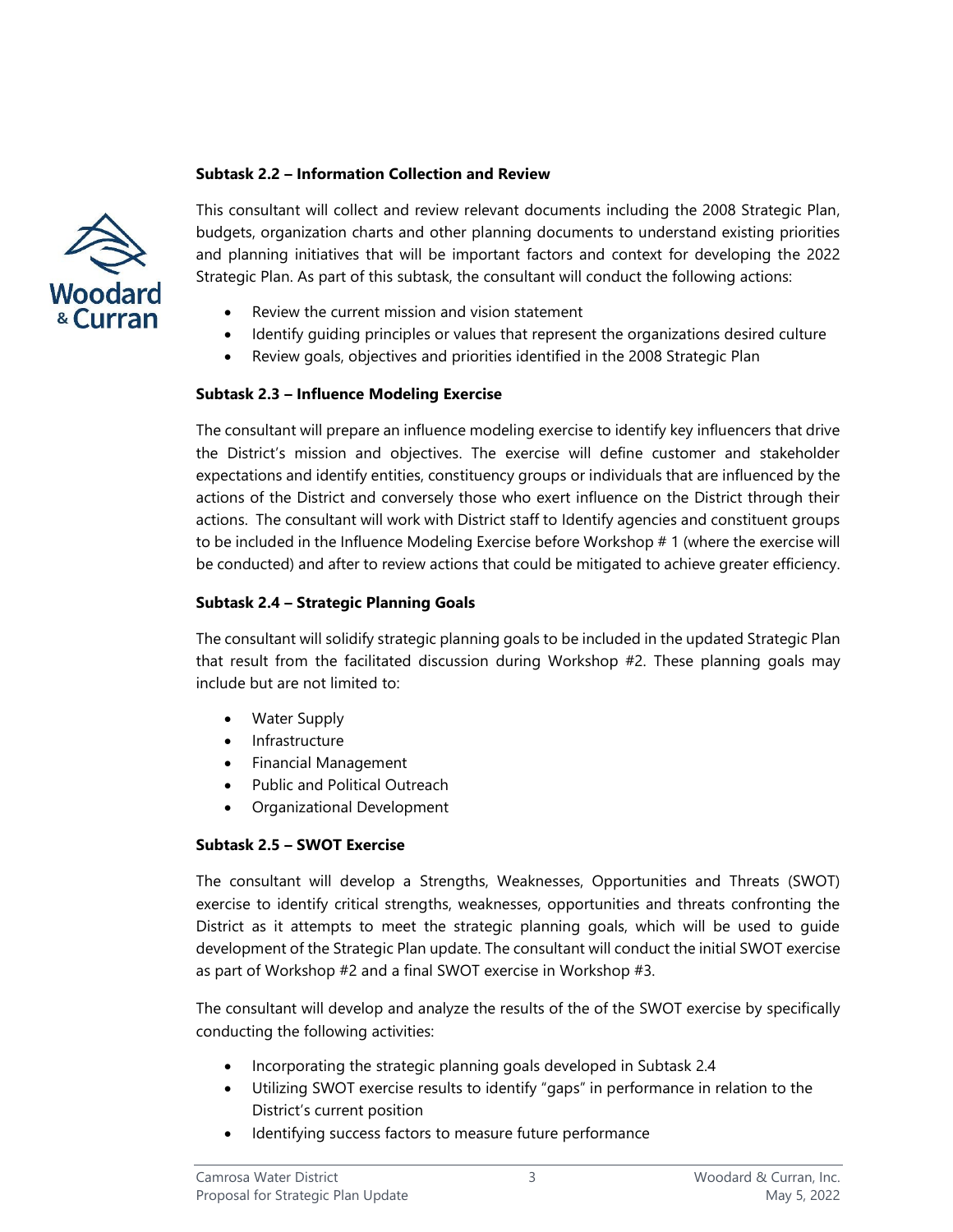### Subtask 2.2 – Information Collection and Review

This consultant will collect and review relevant documents including the 2008 Strategic Plan, budgets, organization charts and other planning documents to understand existing priorities and planning initiatives that will be important factors and context for developing the 2022 Strategic Plan. As part of this subtask, the consultant will conduct the following actions:

- Review the current mission and vision statement
- Identify guiding principles or values that represent the organizations desired culture
- Review goals, objectives and priorities identified in the 2008 Strategic Plan

### Subtask 2.3 – Influence Modeling Exercise

The consultant will prepare an influence modeling exercise to identify key influencers that drive the District's mission and objectives. The exercise will define customer and stakeholder expectations and identify entities, constituency groups or individuals that are influenced by the actions of the District and conversely those who exert influence on the District through their actions. The consultant will work with District staff to Identify agencies and constituent groups to be included in the Influence Modeling Exercise before Workshop # 1 (where the exercise will be conducted) and after to review actions that could be mitigated to achieve greater efficiency.

### Subtask 2.4 – Strategic Planning Goals

The consultant will solidify strategic planning goals to be included in the updated Strategic Plan that result from the facilitated discussion during Workshop #2. These planning goals may include but are not limited to:

- Water Supply
- Infrastructure
- Financial Management
- Public and Political Outreach
- Organizational Development

### Subtask 2.5 – SWOT Exercise

The consultant will develop a Strengths, Weaknesses, Opportunities and Threats (SWOT) exercise to identify critical strengths, weaknesses, opportunities and threats confronting the District as it attempts to meet the strategic planning goals, which will be used to guide development of the Strategic Plan update. The consultant will conduct the initial SWOT exercise as part of Workshop #2 and a final SWOT exercise in Workshop #3.

The consultant will develop and analyze the results of the of the SWOT exercise by specifically conducting the following activities:

- Incorporating the strategic planning goals developed in Subtask 2.4
- Utilizing SWOT exercise results to identify "gaps" in performance in relation to the District's current position
- Identifying success factors to measure future performance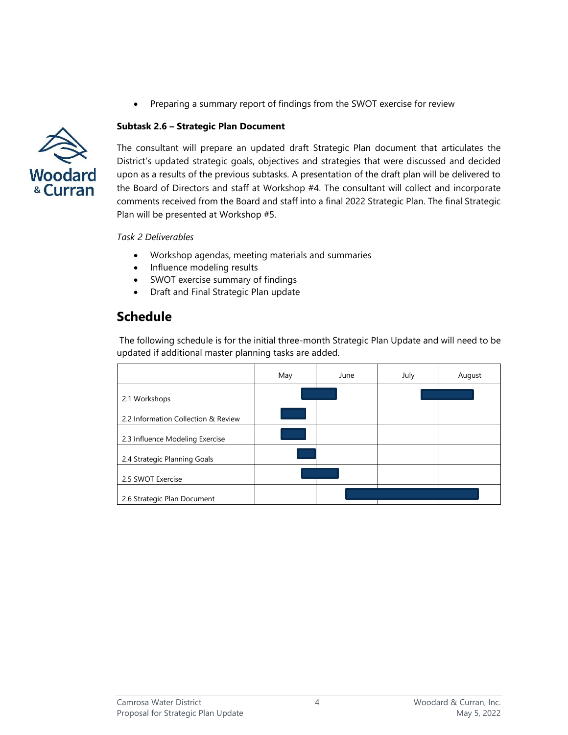- Preparing a summary report of findings from the SWOT exercise for review

**Subtask 2.6 – Strategic Plan Document**

The consultant will prepare an updated draft Strategic Plan document that articulates the District's updated strategic goals, objectives and strategies that were discussed and decided upon as a results of the previous subtasks. A presentation of the draft plan will be delivered to the Board of Directors and staff at Workshop #4. The consultant will collect and incorporate comments received from the Board and staff into a final 2022 Strategic Plan. The final Strategic Plan will be presented at Workshop #5.

*Task 2 Deliverables*

- Workshop agendas, meeting materials and summaries
- Influence modeling results
- SWOT exercise summary of findings
- Draft and Final Strategic Plan update

## Schedule

The following schedule is for the initial three-month Strategic Plan Update and will need to be updated if additional master planning tasks are added.

| | May | June | July | August |
|---|---|---|---|---|
| 2.1 Workshops | | | | |
| 2.2 Information Collection & Review | | | | |
| 2.3 Influence Modeling Exercise | | | | |
| 2.4 Strategic Planning Goals | | | | |
| 2.5 SWOT Exercise | | | | |
| 2.6 Strategic Plan Document | | | | |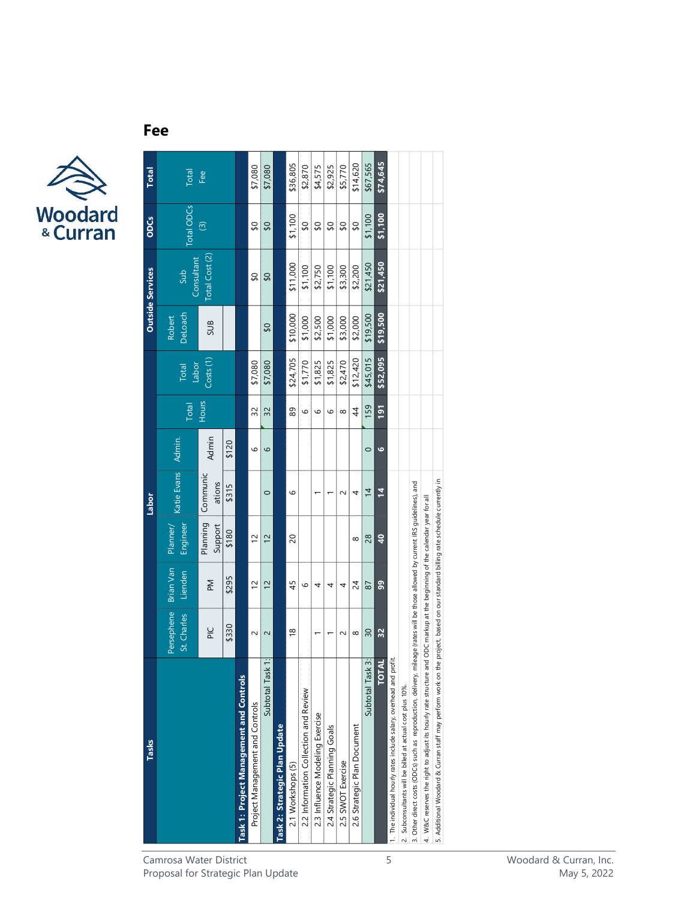## Fee

| Tasks | Labor | | | | | | | | Outside Services | | ODCs | Total |
|---|---|---|---|---|---|---|---|---|---|---|---|---|
| | Persephene St. Charles | Brian Van Lienden | Planner/ Engineer | Katie Evans | Admin. | Total Hours | Total Labor Costs (1) | | Robert DeLoach | Sub Consultant Total Cost (2) | Total ODCs (3) | Total Fee |
| | PIC | PM | Planning Support | Communications | Admin | | | | SUB | | | |
| | $330 | $295 | $180 | $315 | $120 | | | | | | | |
| **Task 1: Project Management and Controls** | | | | | | | | | | | | |
| Project Management and Controls | 2 | 12 | 12 | | 6 | 32 | $7,080 | | | $0 | $0 | $7,080 |
| Subtotal Task 1: | 2 | 12 | 12 | 0 | 6 | 32 | $7,080 | | $0 | $0 | $0 | $7,080 |
| **Task 2: Strategic Plan Update** | | | | | | | | | | | | |
| 2.1 Workshops (5) | 18 | 45 | 20 | 6 | | 89 | $24,705 | | $10,000 | $11,000 | $1,100 | $36,805 |
| 2.2 Information Collection and Review | | 6 | | | | 6 | $1,770 | | $1,000 | $1,100 | $0 | $2,870 |
| 2.3 Influence Modeling Exercise | 1 | 4 | | 1 | | 6 | $1,825 | | $2,500 | $2,750 | $0 | $4,575 |
| 2.4 Strategic Planning Goals | 1 | 4 | | 1 | | 6 | $1,825 | | $1,000 | $1,100 | $0 | $2,925 |
| 2.5 SWOT Exercise | 2 | 4 | | 2 | | 8 | $2,470 | | $3,000 | $3,300 | $0 | $5,770 |
| 2.6 Strategic Plan Document | 8 | 24 | 8 | 4 | | 44 | $12,420 | | $2,000 | $2,200 | $0 | $14,620 |
| Subtotal Task 3: | 30 | 87 | 28 | 14 | 0 | 159 | $45,015 | | $19,500 | $21,450 | $1,100 | $67,565 |
| **TOTAL** | **32** | **99** | **40** | **14** | **6** | **191** | **$52,095** | | **$19,500** | **$21,450** | **$1,100** | **$74,645** |

1. The individual hourly rates include salary, overhead and profit.
2. Subconsultants will be billed at actual cost plus 10%.
3. Other direct costs (ODCs) such as reproduction, delivery, mileage (rates will be those allowed by current IRS guidelines), and
4. W&C reserves the right to adjust its hourly rate structure and ODC markup at the beginning of the calendar year for all
5. Additional Woodard & Curran staff may perform work on the project, based on our standard billing rate schedule currently in